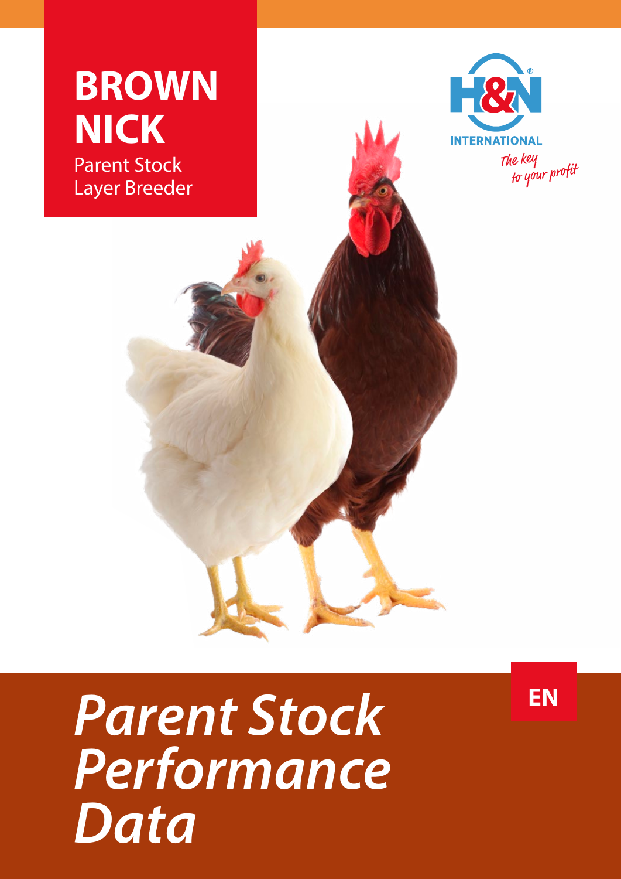# BROWN NICK

Parent Stock
Layer Breeder

H&N INTERNATIONAL

*The key to your profit*

# *Parent Stock Performance Data*

EN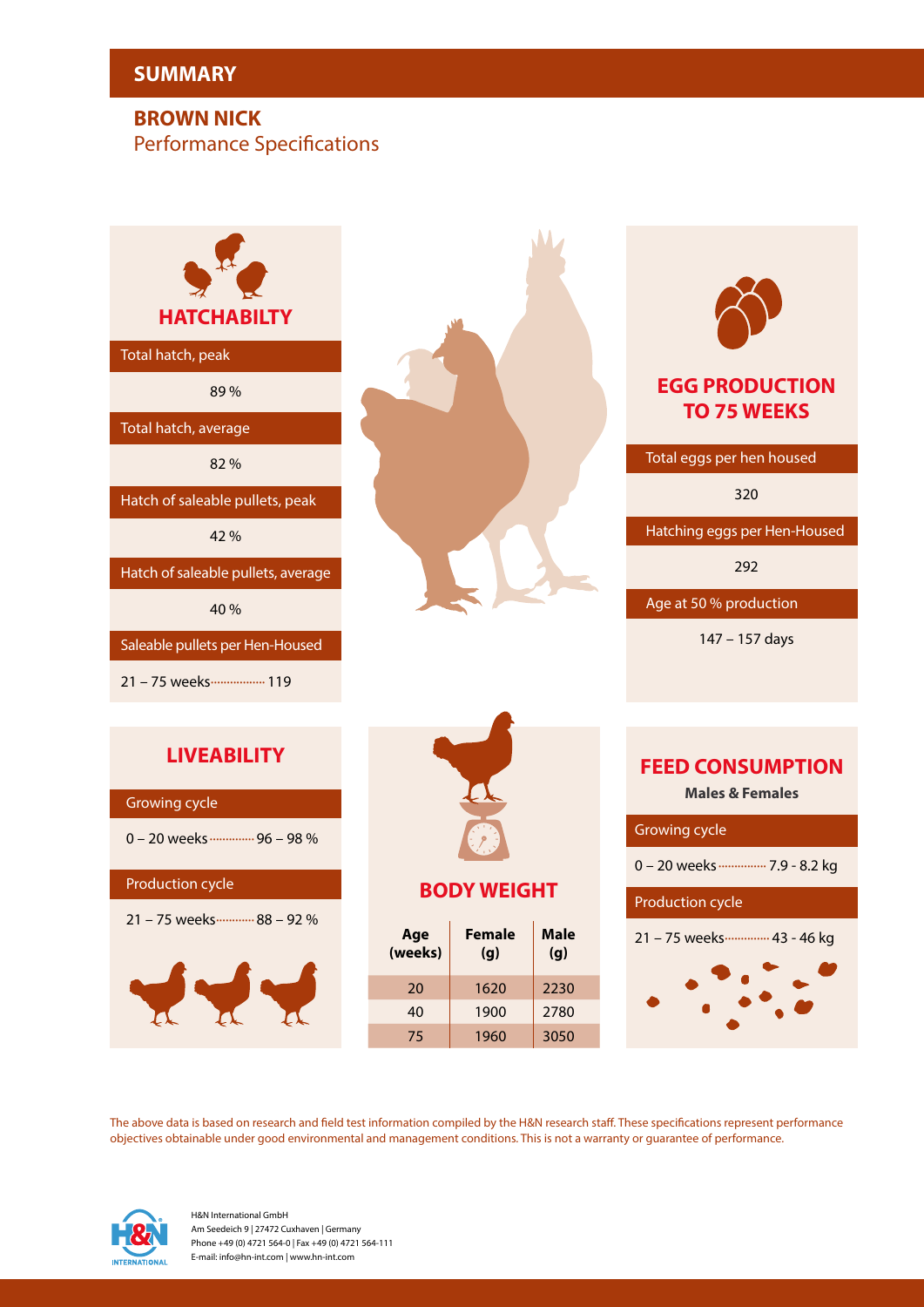# SUMMARY

## BROWN NICK

Performance Specifications

### HATCHABILTY

| | |
|---|---|
| Total hatch, peak | 89 % |
| Total hatch, average | 82 % |
| Hatch of saleable pullets, peak | 42 % |
| Hatch of saleable pullets, average | 40 % |
| Saleable pullets per Hen-Housed | 21 – 75 weeks ········ 119 |

### EGG PRODUCTION TO 75 WEEKS

| | |
|---|---|
| Total eggs per hen housed | 320 |
| Hatching eggs per Hen-Housed | 292 |
| Age at 50 % production | 147 – 157 days |

### LIVEABILITY

| | |
|---|---|
| Growing cycle | 0 – 20 weeks ········ 96 – 98 % |
| Production cycle | 21 – 75 weeks ········ 88 – 92 % |

### BODY WEIGHT

| Age (weeks) | Female (g) | Male (g) |
|---|---|---|
| 20 | 1620 | 2230 |
| 40 | 1900 | 2780 |
| 75 | 1960 | 3050 |

### FEED CONSUMPTION

**Males & Females**

| | |
|---|---|
| Growing cycle | 0 – 20 weeks ········ 7.9 - 8.2 kg |
| Production cycle | 21 – 75 weeks ········ 43 - 46 kg |

The above data is based on research and field test information compiled by the H&N research staff. These specifications represent performance objectives obtainable under good environmental and management conditions. This is not a warranty or guarantee of performance.

H&N International GmbH
Am Seedeich 9 | 27472 Cuxhaven | Germany
Phone +49 (0) 4721 564-0 | Fax +49 (0) 4721 564-111
E-mail: info@hn-int.com | www.hn-int.com